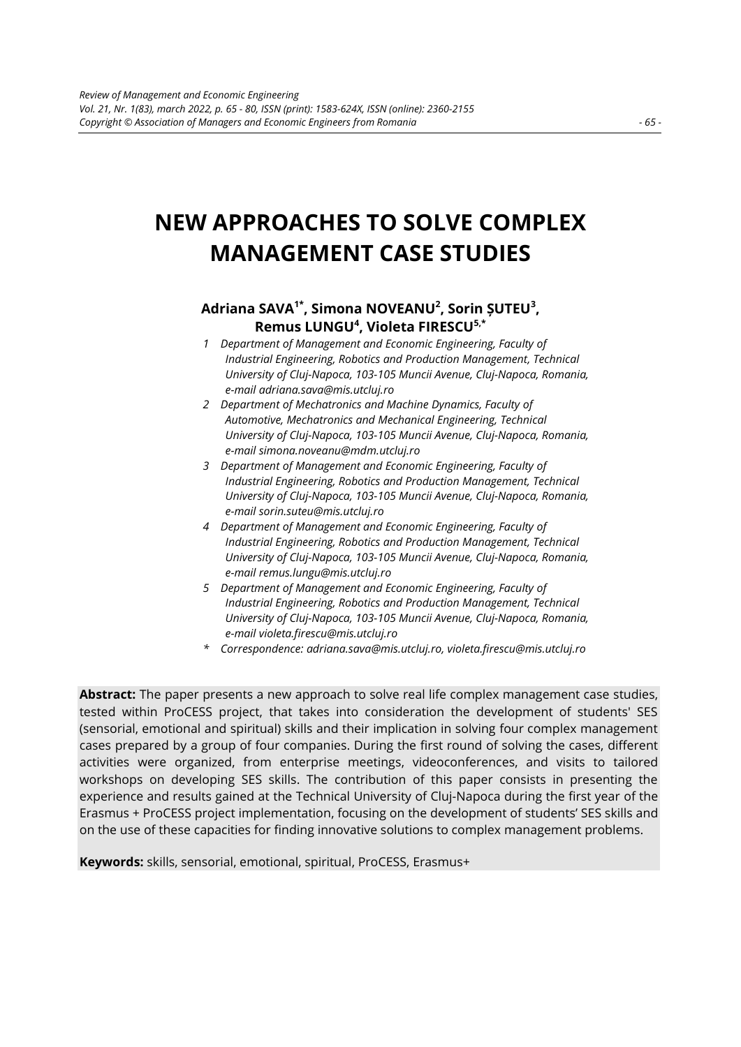# NEW APPROACHES TO SOLVE COMPLEX MANAGEMENT CASE STUDIES

**Adriana SAVA[1*], Simona NOVEANU[2], Sorin ȘUTEU[3], Remus LUNGU[4], Violeta FIRESCU[5,*]**

1 *Department of Management and Economic Engineering, Faculty of Industrial Engineering, Robotics and Production Management, Technical University of Cluj-Napoca, 103-105 Muncii Avenue, Cluj-Napoca, Romania, e-mail adriana.sava@mis.utcluj.ro*

2 *Department of Mechatronics and Machine Dynamics, Faculty of Automotive, Mechatronics and Mechanical Engineering, Technical University of Cluj-Napoca, 103-105 Muncii Avenue, Cluj-Napoca, Romania, e-mail simona.noveanu@mdm.utcluj.ro*

3 *Department of Management and Economic Engineering, Faculty of Industrial Engineering, Robotics and Production Management, Technical University of Cluj-Napoca, 103-105 Muncii Avenue, Cluj-Napoca, Romania, e-mail sorin.suteu@mis.utcluj.ro*

4 *Department of Management and Economic Engineering, Faculty of Industrial Engineering, Robotics and Production Management, Technical University of Cluj-Napoca, 103-105 Muncii Avenue, Cluj-Napoca, Romania, e-mail remus.lungu@mis.utcluj.ro*

5 *Department of Management and Economic Engineering, Faculty of Industrial Engineering, Robotics and Production Management, Technical University of Cluj-Napoca, 103-105 Muncii Avenue, Cluj-Napoca, Romania, e-mail violeta.firescu@mis.utcluj.ro*

\* *Correspondence: adriana.sava@mis.utcluj.ro, violeta.firescu@mis.utcluj.ro*

**Abstract:** The paper presents a new approach to solve real life complex management case studies, tested within ProCESS project, that takes into consideration the development of students' SES (sensorial, emotional and spiritual) skills and their implication in solving four complex management cases prepared by a group of four companies. During the first round of solving the cases, different activities were organized, from enterprise meetings, videoconferences, and visits to tailored workshops on developing SES skills. The contribution of this paper consists in presenting the experience and results gained at the Technical University of Cluj-Napoca during the first year of the Erasmus + ProCESS project implementation, focusing on the development of students' SES skills and on the use of these capacities for finding innovative solutions to complex management problems.

**Keywords:** skills, sensorial, emotional, spiritual, ProCESS, Erasmus+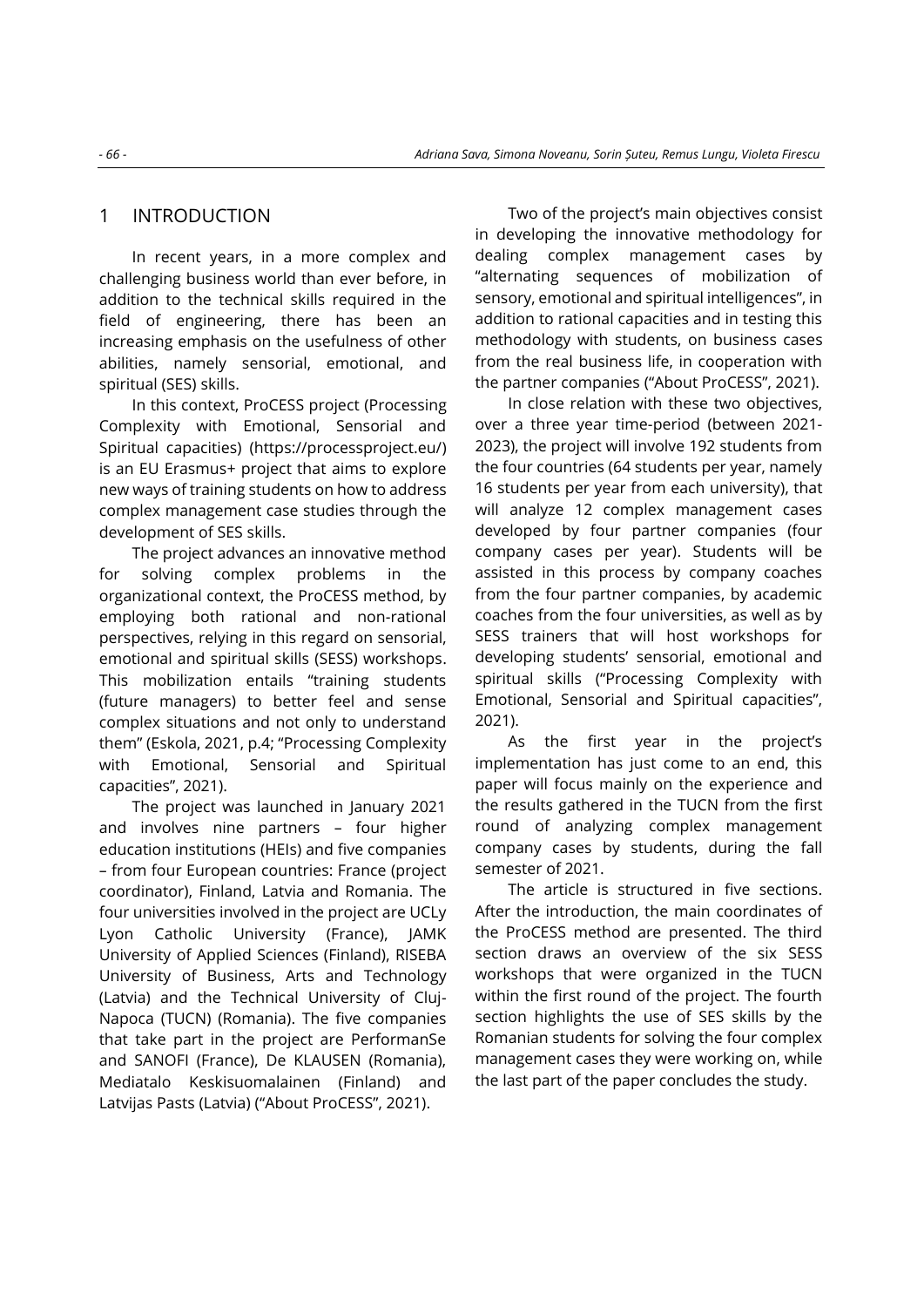## 1 INTRODUCTION

In recent years, in a more complex and challenging business world than ever before, in addition to the technical skills required in the field of engineering, there has been an increasing emphasis on the usefulness of other abilities, namely sensorial, emotional, and spiritual (SES) skills.

In this context, ProCESS project (Processing Complexity with Emotional, Sensorial and Spiritual capacities) (https://processproject.eu/) is an EU Erasmus+ project that aims to explore new ways of training students on how to address complex management case studies through the development of SES skills.

The project advances an innovative method for solving complex problems in the organizational context, the ProCESS method, by employing both rational and non-rational perspectives, relying in this regard on sensorial, emotional and spiritual skills (SESS) workshops. This mobilization entails "training students (future managers) to better feel and sense complex situations and not only to understand them" (Eskola, 2021, p.4; "Processing Complexity with Emotional, Sensorial and Spiritual capacities", 2021).

The project was launched in January 2021 and involves nine partners – four higher education institutions (HEIs) and five companies – from four European countries: France (project coordinator), Finland, Latvia and Romania. The four universities involved in the project are UCLy Lyon Catholic University (France), JAMK University of Applied Sciences (Finland), RISEBA University of Business, Arts and Technology (Latvia) and the Technical University of Cluj-Napoca (TUCN) (Romania). The five companies that take part in the project are PerformanSe and SANOFI (France), De KLAUSEN (Romania), Mediatalo Keskisuomalainen (Finland) and Latvijas Pasts (Latvia) ("About ProCESS", 2021).

Two of the project's main objectives consist in developing the innovative methodology for dealing complex management cases by "alternating sequences of mobilization of sensory, emotional and spiritual intelligences", in addition to rational capacities and in testing this methodology with students, on business cases from the real business life, in cooperation with the partner companies ("About ProCESS", 2021).

In close relation with these two objectives, over a three year time-period (between 2021-2023), the project will involve 192 students from the four countries (64 students per year, namely 16 students per year from each university), that will analyze 12 complex management cases developed by four partner companies (four company cases per year). Students will be assisted in this process by company coaches from the four partner companies, by academic coaches from the four universities, as well as by SESS trainers that will host workshops for developing students' sensorial, emotional and spiritual skills ("Processing Complexity with Emotional, Sensorial and Spiritual capacities", 2021).

As the first year in the project's implementation has just come to an end, this paper will focus mainly on the experience and the results gathered in the TUCN from the first round of analyzing complex management company cases by students, during the fall semester of 2021.

The article is structured in five sections. After the introduction, the main coordinates of the ProCESS method are presented. The third section draws an overview of the six SESS workshops that were organized in the TUCN within the first round of the project. The fourth section highlights the use of SES skills by the Romanian students for solving the four complex management cases they were working on, while the last part of the paper concludes the study.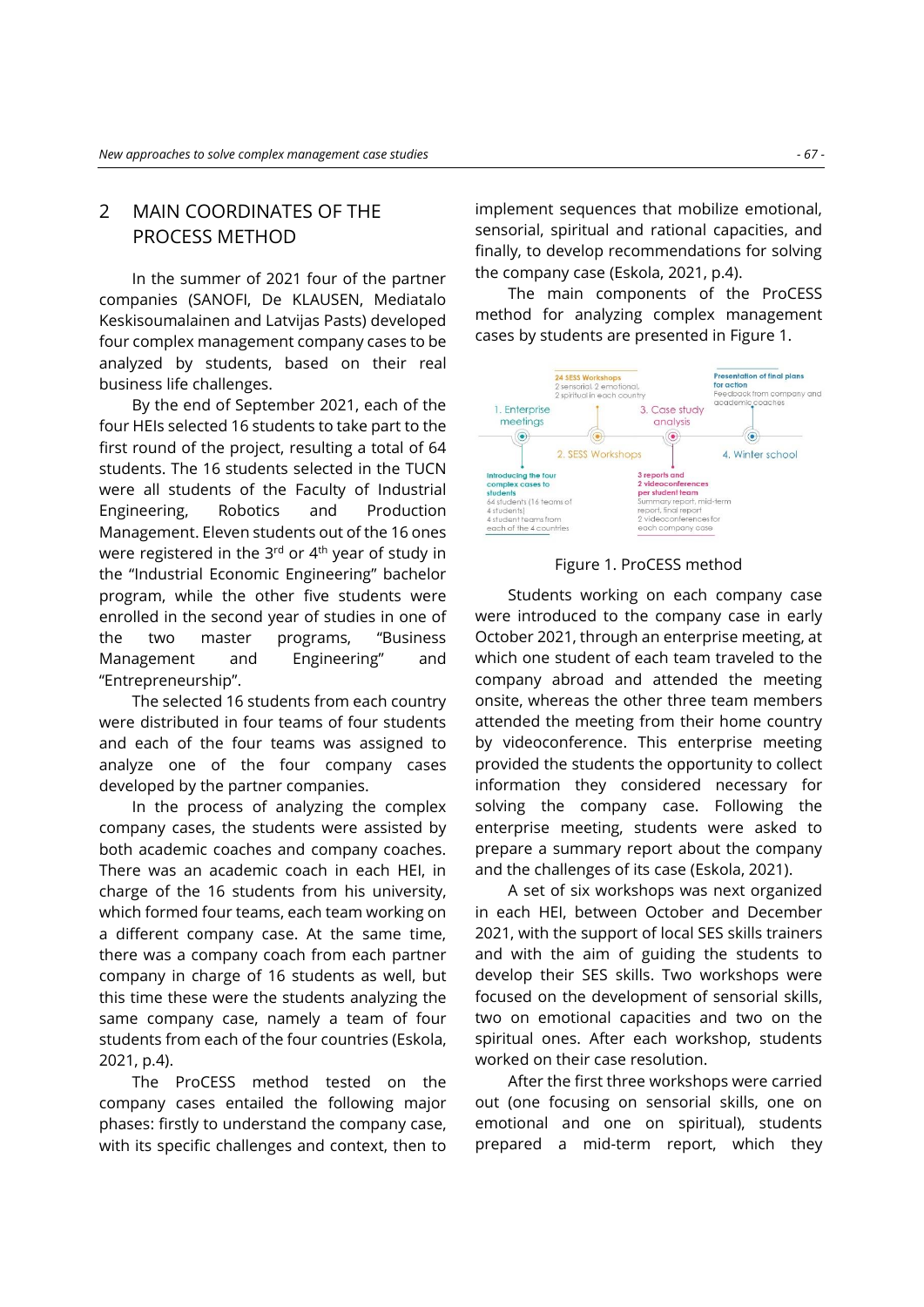## 2 MAIN COORDINATES OF THE PROCESS METHOD

In the summer of 2021 four of the partner companies (SANOFI, De KLAUSEN, Mediatalo Keskisoumalainen and Latvijas Pasts) developed four complex management company cases to be analyzed by students, based on their real business life challenges.

By the end of September 2021, each of the four HEIs selected 16 students to take part to the first round of the project, resulting a total of 64 students. The 16 students selected in the TUCN were all students of the Faculty of Industrial Engineering, Robotics and Production Management. Eleven students out of the 16 ones were registered in the 3rd or 4th year of study in the "Industrial Economic Engineering" bachelor program, while the other five students were enrolled in the second year of studies in one of the two master programs, "Business Management and Engineering" and "Entrepreneurship".

The selected 16 students from each country were distributed in four teams of four students and each of the four teams was assigned to analyze one of the four company cases developed by the partner companies.

In the process of analyzing the complex company cases, the students were assisted by both academic coaches and company coaches. There was an academic coach in each HEI, in charge of the 16 students from his university, which formed four teams, each team working on a different company case. At the same time, there was a company coach from each partner company in charge of 16 students as well, but this time these were the students analyzing the same company case, namely a team of four students from each of the four countries (Eskola, 2021, p.4).

The ProCESS method tested on the company cases entailed the following major phases: firstly to understand the company case, with its specific challenges and context, then to implement sequences that mobilize emotional, sensorial, spiritual and rational capacities, and finally, to develop recommendations for solving the company case (Eskola, 2021, p.4).

The main components of the ProCESS method for analyzing complex management cases by students are presented in Figure 1.

1. Enterprise meetings — Introducing the four complex cases to students: 64 students (16 teams of 4 students), 4 student teams from each of the 4 countries

2. SESS Workshops — 24 SESS Workshops: 2 sensorial, 2 emotional, 2 spiritual in each country

3. Case study analysis — 3 reports and 2 videoconferences per student team: Summary report, mid-term report, final report; 2 videoconferences for each company case

4. Winter school — Presentation of final plans for action: Feedback from company and academic coaches

Figure 1. ProCESS method

Students working on each company case were introduced to the company case in early October 2021, through an enterprise meeting, at which one student of each team traveled to the company abroad and attended the meeting onsite, whereas the other three team members attended the meeting from their home country by videoconference. This enterprise meeting provided the students the opportunity to collect information they considered necessary for solving the company case. Following the enterprise meeting, students were asked to prepare a summary report about the company and the challenges of its case (Eskola, 2021).

A set of six workshops was next organized in each HEI, between October and December 2021, with the support of local SES skills trainers and with the aim of guiding the students to develop their SES skills. Two workshops were focused on the development of sensorial skills, two on emotional capacities and two on the spiritual ones. After each workshop, students worked on their case resolution.

After the first three workshops were carried out (one focusing on sensorial skills, one on emotional and one on spiritual), students prepared a mid-term report, which they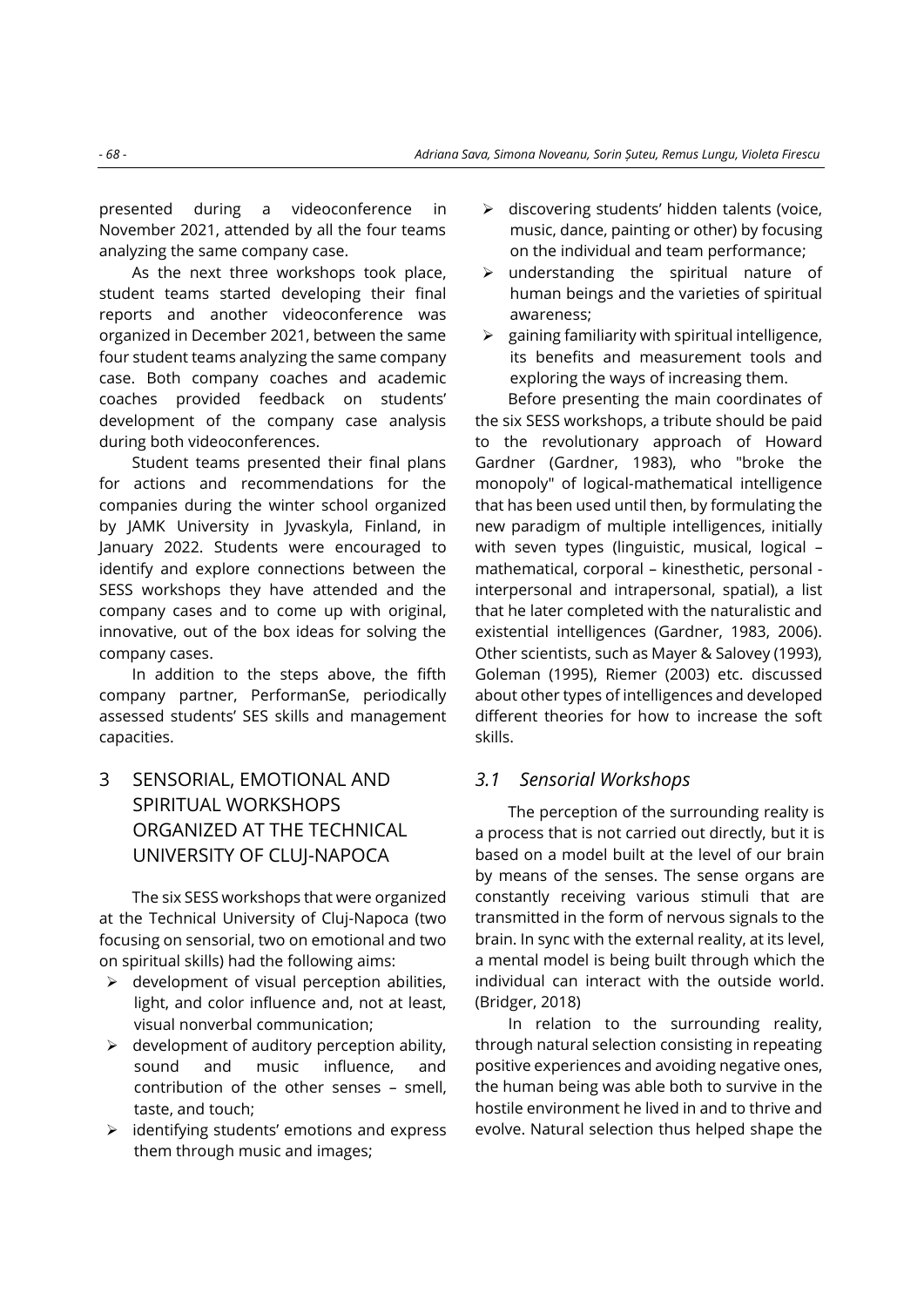presented during a videoconference in November 2021, attended by all the four teams analyzing the same company case.

As the next three workshops took place, student teams started developing their final reports and another videoconference was organized in December 2021, between the same four student teams analyzing the same company case. Both company coaches and academic coaches provided feedback on students' development of the company case analysis during both videoconferences.

Student teams presented their final plans for actions and recommendations for the companies during the winter school organized by JAMK University in Jyvaskyla, Finland, in January 2022. Students were encouraged to identify and explore connections between the SESS workshops they have attended and the company cases and to come up with original, innovative, out of the box ideas for solving the company cases.

In addition to the steps above, the fifth company partner, PerformanSe, periodically assessed students' SES skills and management capacities.

# 3 SENSORIAL, EMOTIONAL AND SPIRITUAL WORKSHOPS ORGANIZED AT THE TECHNICAL UNIVERSITY OF CLUJ-NAPOCA

The six SESS workshops that were organized at the Technical University of Cluj-Napoca (two focusing on sensorial, two on emotional and two on spiritual skills) had the following aims:

- development of visual perception abilities, light, and color influence and, not at least, visual nonverbal communication;
- development of auditory perception ability, sound and music influence, and contribution of the other senses – smell, taste, and touch;
- identifying students' emotions and express them through music and images;
- discovering students' hidden talents (voice, music, dance, painting or other) by focusing on the individual and team performance;
- understanding the spiritual nature of human beings and the varieties of spiritual awareness;
- gaining familiarity with spiritual intelligence, its benefits and measurement tools and exploring the ways of increasing them.

Before presenting the main coordinates of the six SESS workshops, a tribute should be paid to the revolutionary approach of Howard Gardner (Gardner, 1983), who "broke the monopoly" of logical-mathematical intelligence that has been used until then, by formulating the new paradigm of multiple intelligences, initially with seven types (linguistic, musical, logical – mathematical, corporal – kinesthetic, personal - interpersonal and intrapersonal, spatial), a list that he later completed with the naturalistic and existential intelligences (Gardner, 1983, 2006). Other scientists, such as Mayer & Salovey (1993), Goleman (1995), Riemer (2003) etc. discussed about other types of intelligences and developed different theories for how to increase the soft skills.

## *3.1 Sensorial Workshops*

The perception of the surrounding reality is a process that is not carried out directly, but it is based on a model built at the level of our brain by means of the senses. The sense organs are constantly receiving various stimuli that are transmitted in the form of nervous signals to the brain. In sync with the external reality, at its level, a mental model is being built through which the individual can interact with the outside world. (Bridger, 2018)

In relation to the surrounding reality, through natural selection consisting in repeating positive experiences and avoiding negative ones, the human being was able both to survive in the hostile environment he lived in and to thrive and evolve. Natural selection thus helped shape the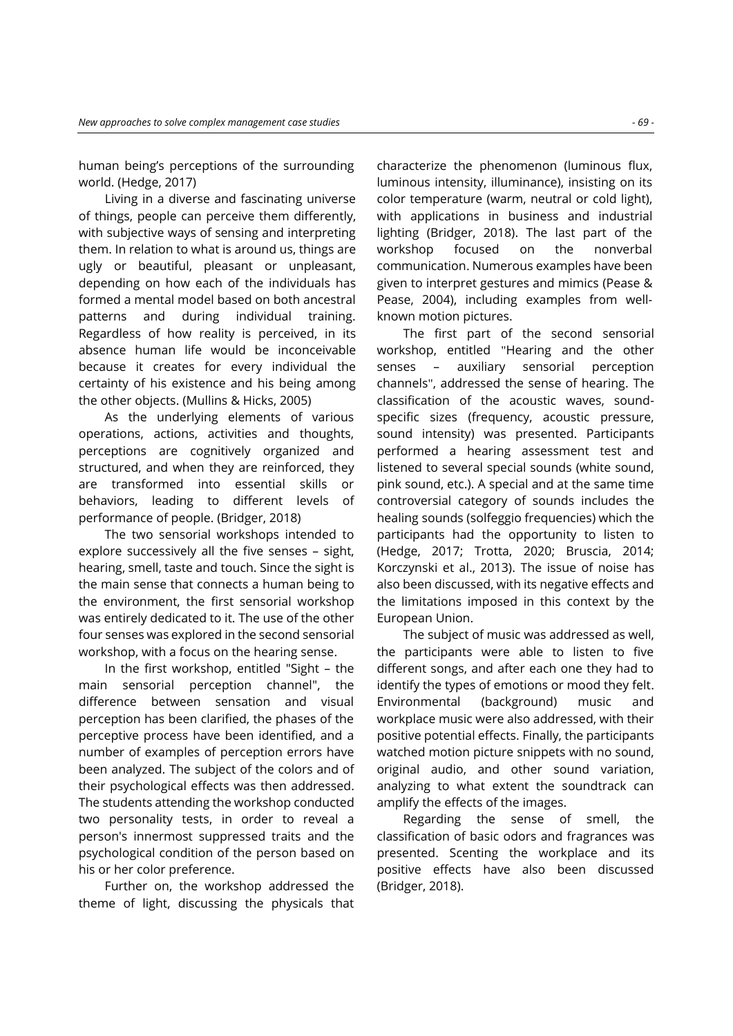human being's perceptions of the surrounding world. (Hedge, 2017)

Living in a diverse and fascinating universe of things, people can perceive them differently, with subjective ways of sensing and interpreting them. In relation to what is around us, things are ugly or beautiful, pleasant or unpleasant, depending on how each of the individuals has formed a mental model based on both ancestral patterns and during individual training. Regardless of how reality is perceived, in its absence human life would be inconceivable because it creates for every individual the certainty of his existence and his being among the other objects. (Mullins & Hicks, 2005)

As the underlying elements of various operations, actions, activities and thoughts, perceptions are cognitively organized and structured, and when they are reinforced, they are transformed into essential skills or behaviors, leading to different levels of performance of people. (Bridger, 2018)

The two sensorial workshops intended to explore successively all the five senses – sight, hearing, smell, taste and touch. Since the sight is the main sense that connects a human being to the environment, the first sensorial workshop was entirely dedicated to it. The use of the other four senses was explored in the second sensorial workshop, with a focus on the hearing sense.

In the first workshop, entitled "Sight – the main sensorial perception channel", the difference between sensation and visual perception has been clarified, the phases of the perceptive process have been identified, and a number of examples of perception errors have been analyzed. The subject of the colors and of their psychological effects was then addressed. The students attending the workshop conducted two personality tests, in order to reveal a person's innermost suppressed traits and the psychological condition of the person based on his or her color preference.

Further on, the workshop addressed the theme of light, discussing the physicals that characterize the phenomenon (luminous flux, luminous intensity, illuminance), insisting on its color temperature (warm, neutral or cold light), with applications in business and industrial lighting (Bridger, 2018). The last part of the workshop focused on the nonverbal communication. Numerous examples have been given to interpret gestures and mimics (Pease & Pease, 2004), including examples from well-known motion pictures.

The first part of the second sensorial workshop, entitled "Hearing and the other senses – auxiliary sensorial perception channels", addressed the sense of hearing. The classification of the acoustic waves, sound-specific sizes (frequency, acoustic pressure, sound intensity) was presented. Participants performed a hearing assessment test and listened to several special sounds (white sound, pink sound, etc.). A special and at the same time controversial category of sounds includes the healing sounds (solfeggio frequencies) which the participants had the opportunity to listen to (Hedge, 2017; Trotta, 2020; Bruscia, 2014; Korczynski et al., 2013). The issue of noise has also been discussed, with its negative effects and the limitations imposed in this context by the European Union.

The subject of music was addressed as well, the participants were able to listen to five different songs, and after each one they had to identify the types of emotions or mood they felt. Environmental (background) music and workplace music were also addressed, with their positive potential effects. Finally, the participants watched motion picture snippets with no sound, original audio, and other sound variation, analyzing to what extent the soundtrack can amplify the effects of the images.

Regarding the sense of smell, the classification of basic odors and fragrances was presented. Scenting the workplace and its positive effects have also been discussed (Bridger, 2018).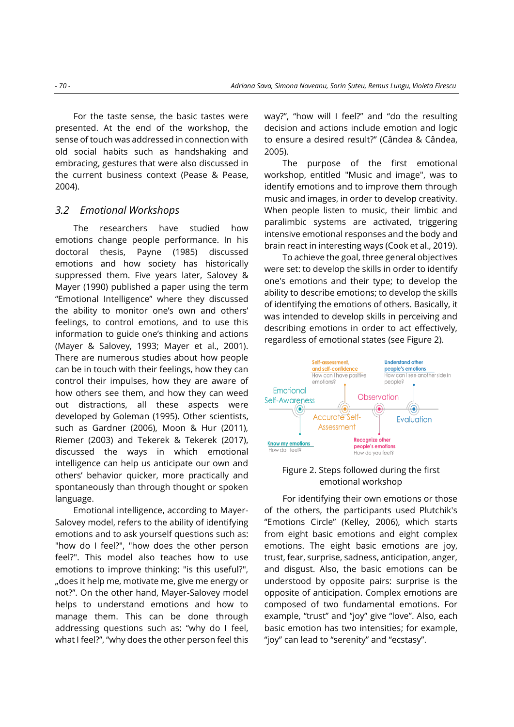For the taste sense, the basic tastes were presented. At the end of the workshop, the sense of touch was addressed in connection with old social habits such as handshaking and embracing, gestures that were also discussed in the current business context (Pease & Pease, 2004).

### 3.2 *Emotional Workshops*

The researchers have studied how emotions change people performance. In his doctoral thesis, Payne (1985) discussed emotions and how society has historically suppressed them. Five years later, Salovey & Mayer (1990) published a paper using the term "Emotional Intelligence" where they discussed the ability to monitor one's own and others' feelings, to control emotions, and to use this information to guide one's thinking and actions (Mayer & Salovey, 1993; Mayer et al., 2001). There are numerous studies about how people can be in touch with their feelings, how they can control their impulses, how they are aware of how others see them, and how they can weed out distractions, all these aspects were developed by Goleman (1995). Other scientists, such as Gardner (2006), Moon & Hur (2011), Riemer (2003) and Tekerek & Tekerek (2017), discussed the ways in which emotional intelligence can help us anticipate our own and others' behavior quicker, more practically and spontaneously than through thought or spoken language.

Emotional intelligence, according to Mayer-Salovey model, refers to the ability of identifying emotions and to ask yourself questions such as: "how do I feel?", "how does the other person feel?". This model also teaches how to use emotions to improve thinking: "is this useful?", „does it help me, motivate me, give me energy or not?". On the other hand, Mayer-Salovey model helps to understand emotions and how to manage them. This can be done through addressing questions such as: "why do I feel, what I feel?", "why does the other person feel this way?", "how will I feel?" and "do the resulting decision and actions include emotion and logic to ensure a desired result?" (Cândea & Cândea, 2005).

The purpose of the first emotional workshop, entitled "Music and image", was to identify emotions and to improve them through music and images, in order to develop creativity. When people listen to music, their limbic and paralimbic systems are activated, triggering intensive emotional responses and the body and brain react in interesting ways (Cook et al., 2019).

To achieve the goal, three general objectives were set: to develop the skills in order to identify one's emotions and their type; to develop the ability to describe emotions; to develop the skills of identifying the emotions of others. Basically, it was intended to develop skills in perceiving and describing emotions in order to act effectively, regardless of emotional states (see Figure 2).

Emotional Self-Awareness — Know my emotions: How do I feel?
Accurate Self-Assessment — Self-assessment, and self-confidence: How can I have positive emotions?
Observation — Recognize other people's emotions: How do you feel?
Evaluation — Understand other people's emotions: How can I see another side in people?

Figure 2. Steps followed during the first emotional workshop

For identifying their own emotions or those of the others, the participants used Plutchik's "Emotions Circle" (Kelley, 2006), which starts from eight basic emotions and eight complex emotions. The eight basic emotions are joy, trust, fear, surprise, sadness, anticipation, anger, and disgust. Also, the basic emotions can be understood by opposite pairs: surprise is the opposite of anticipation. Complex emotions are composed of two fundamental emotions. For example, "trust" and "joy" give "love". Also, each basic emotion has two intensities; for example, "joy" can lead to "serenity" and "ecstasy".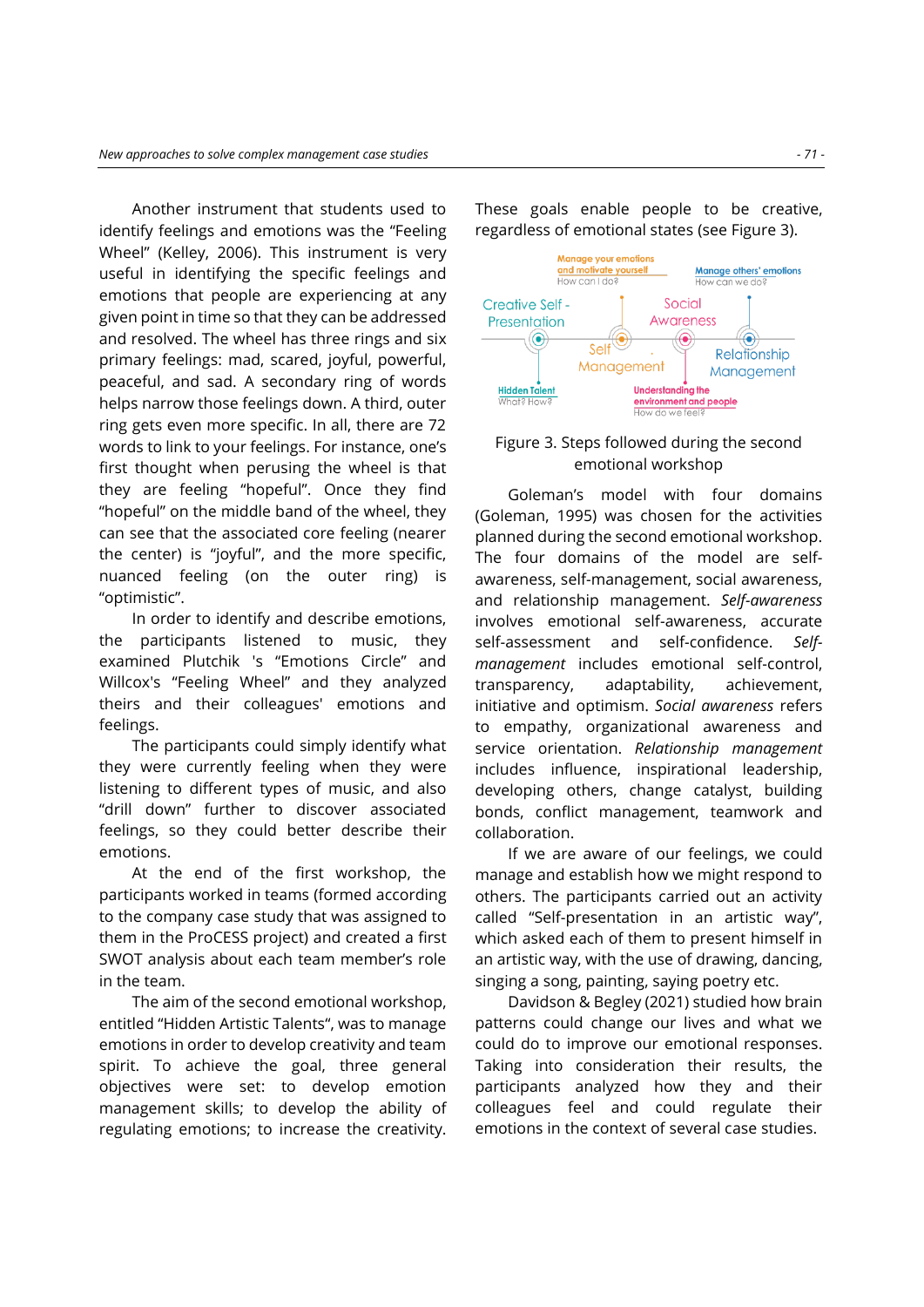Another instrument that students used to identify feelings and emotions was the "Feeling Wheel" (Kelley, 2006). This instrument is very useful in identifying the specific feelings and emotions that people are experiencing at any given point in time so that they can be addressed and resolved. The wheel has three rings and six primary feelings: mad, scared, joyful, powerful, peaceful, and sad. A secondary ring of words helps narrow those feelings down. A third, outer ring gets even more specific. In all, there are 72 words to link to your feelings. For instance, one's first thought when perusing the wheel is that they are feeling "hopeful". Once they find "hopeful" on the middle band of the wheel, they can see that the associated core feeling (nearer the center) is "joyful", and the more specific, nuanced feeling (on the outer ring) is "optimistic".

In order to identify and describe emotions, the participants listened to music, they examined Plutchik 's "Emotions Circle" and Willcox's "Feeling Wheel" and they analyzed theirs and their colleagues' emotions and feelings.

The participants could simply identify what they were currently feeling when they were listening to different types of music, and also "drill down" further to discover associated feelings, so they could better describe their emotions.

At the end of the first workshop, the participants worked in teams (formed according to the company case study that was assigned to them in the ProCESS project) and created a first SWOT analysis about each team member's role in the team.

The aim of the second emotional workshop, entitled "Hidden Artistic Talents", was to manage emotions in order to develop creativity and team spirit. To achieve the goal, three general objectives were set: to develop emotion management skills; to develop the ability of regulating emotions; to increase the creativity. These goals enable people to be creative, regardless of emotional states (see Figure 3).

Manage your emotions and motivate yourself
How can I do?

Manage others' emotions
How can we do?

Creative Self - Presentation — Self Management — Social Awareness — Relationship Management

Hidden Talent
What? How?

Understanding the environment and people
How do we feel?

Figure 3. Steps followed during the second emotional workshop

Goleman's model with four domains (Goleman, 1995) was chosen for the activities planned during the second emotional workshop. The four domains of the model are self-awareness, self-management, social awareness, and relationship management. *Self-awareness* involves emotional self-awareness, accurate self-assessment and self-confidence. *Self-management* includes emotional self-control, transparency, adaptability, achievement, initiative and optimism. *Social awareness* refers to empathy, organizational awareness and service orientation. *Relationship management* includes influence, inspirational leadership, developing others, change catalyst, building bonds, conflict management, teamwork and collaboration.

If we are aware of our feelings, we could manage and establish how we might respond to others. The participants carried out an activity called "Self-presentation in an artistic way", which asked each of them to present himself in an artistic way, with the use of drawing, dancing, singing a song, painting, saying poetry etc.

Davidson & Begley (2021) studied how brain patterns could change our lives and what we could do to improve our emotional responses. Taking into consideration their results, the participants analyzed how they and their colleagues feel and could regulate their emotions in the context of several case studies.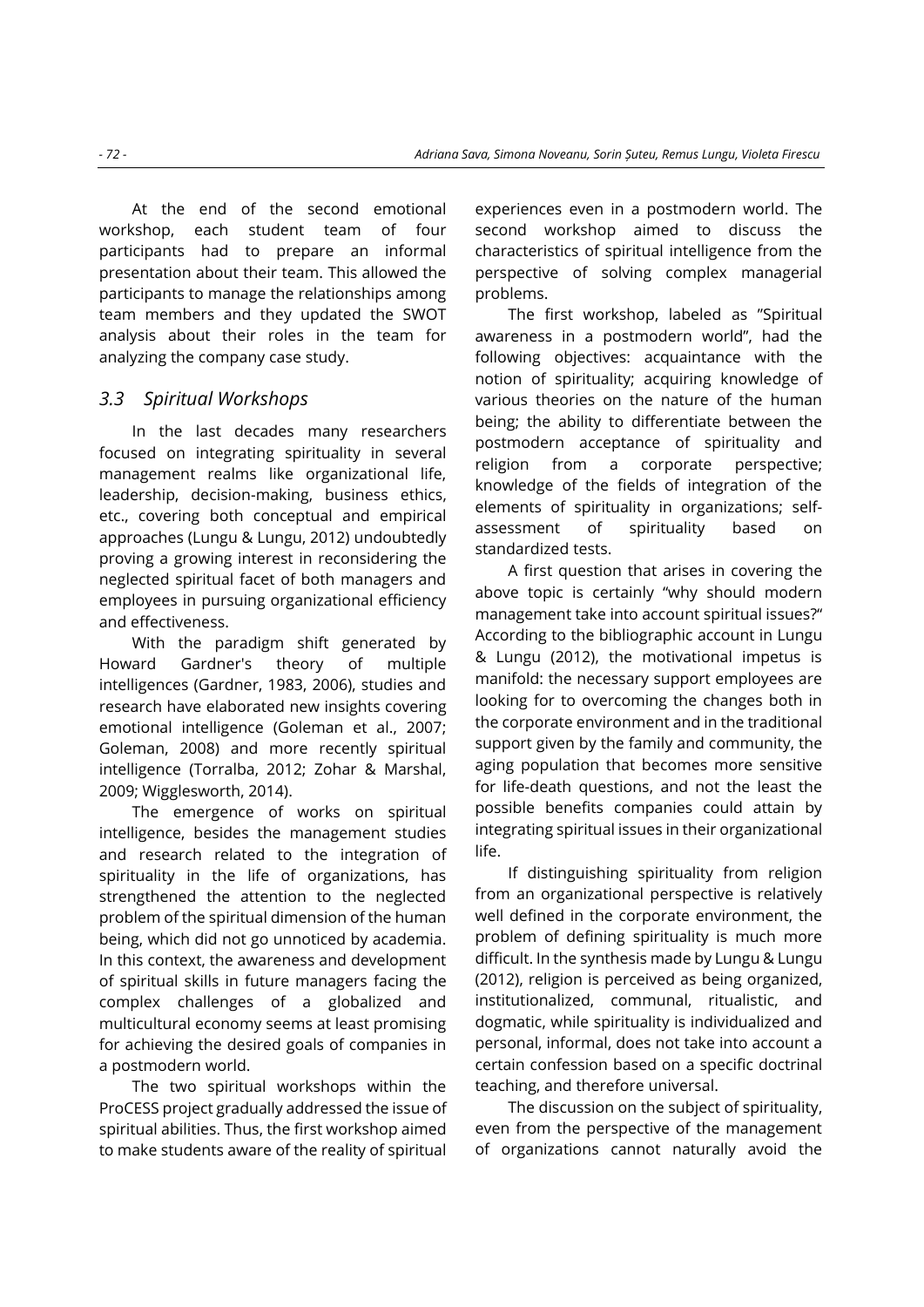At the end of the second emotional workshop, each student team of four participants had to prepare an informal presentation about their team. This allowed the participants to manage the relationships among team members and they updated the SWOT analysis about their roles in the team for analyzing the company case study.

### *3.3 Spiritual Workshops*

In the last decades many researchers focused on integrating spirituality in several management realms like organizational life, leadership, decision-making, business ethics, etc., covering both conceptual and empirical approaches (Lungu & Lungu, 2012) undoubtedly proving a growing interest in reconsidering the neglected spiritual facet of both managers and employees in pursuing organizational efficiency and effectiveness.

With the paradigm shift generated by Howard Gardner's theory of multiple intelligences (Gardner, 1983, 2006), studies and research have elaborated new insights covering emotional intelligence (Goleman et al., 2007; Goleman, 2008) and more recently spiritual intelligence (Torralba, 2012; Zohar & Marshal, 2009; Wigglesworth, 2014).

The emergence of works on spiritual intelligence, besides the management studies and research related to the integration of spirituality in the life of organizations, has strengthened the attention to the neglected problem of the spiritual dimension of the human being, which did not go unnoticed by academia. In this context, the awareness and development of spiritual skills in future managers facing the complex challenges of a globalized and multicultural economy seems at least promising for achieving the desired goals of companies in a postmodern world.

The two spiritual workshops within the ProCESS project gradually addressed the issue of spiritual abilities. Thus, the first workshop aimed to make students aware of the reality of spiritual experiences even in a postmodern world. The second workshop aimed to discuss the characteristics of spiritual intelligence from the perspective of solving complex managerial problems.

The first workshop, labeled as "Spiritual awareness in a postmodern world", had the following objectives: acquaintance with the notion of spirituality; acquiring knowledge of various theories on the nature of the human being; the ability to differentiate between the postmodern acceptance of spirituality and religion from a corporate perspective; knowledge of the fields of integration of the elements of spirituality in organizations; self-assessment of spirituality based on standardized tests.

A first question that arises in covering the above topic is certainly "why should modern management take into account spiritual issues?" According to the bibliographic account in Lungu & Lungu (2012), the motivational impetus is manifold: the necessary support employees are looking for to overcoming the changes both in the corporate environment and in the traditional support given by the family and community, the aging population that becomes more sensitive for life-death questions, and not the least the possible benefits companies could attain by integrating spiritual issues in their organizational life.

If distinguishing spirituality from religion from an organizational perspective is relatively well defined in the corporate environment, the problem of defining spirituality is much more difficult. In the synthesis made by Lungu & Lungu (2012), religion is perceived as being organized, institutionalized, communal, ritualistic, and dogmatic, while spirituality is individualized and personal, informal, does not take into account a certain confession based on a specific doctrinal teaching, and therefore universal.

The discussion on the subject of spirituality, even from the perspective of the management of organizations cannot naturally avoid the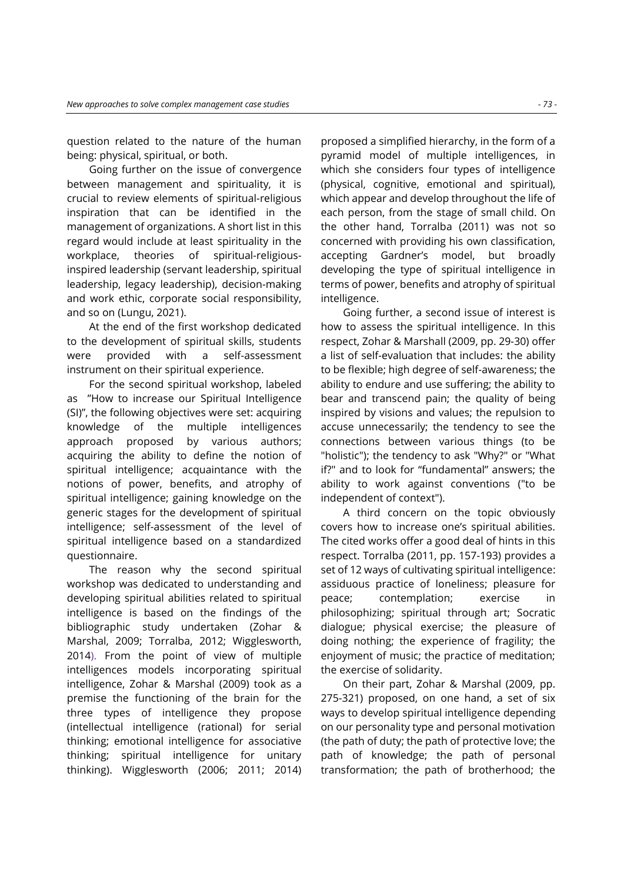question related to the nature of the human being: physical, spiritual, or both.

Going further on the issue of convergence between management and spirituality, it is crucial to review elements of spiritual-religious inspiration that can be identified in the management of organizations. A short list in this regard would include at least spirituality in the workplace, theories of spiritual-religious-inspired leadership (servant leadership, spiritual leadership, legacy leadership), decision-making and work ethic, corporate social responsibility, and so on (Lungu, 2021).

At the end of the first workshop dedicated to the development of spiritual skills, students were provided with a self-assessment instrument on their spiritual experience.

For the second spiritual workshop, labeled as ”How to increase our Spiritual Intelligence (SI)”, the following objectives were set: acquiring knowledge of the multiple intelligences approach proposed by various authors; acquiring the ability to define the notion of spiritual intelligence; acquaintance with the notions of power, benefits, and atrophy of spiritual intelligence; gaining knowledge on the generic stages for the development of spiritual intelligence; self-assessment of the level of spiritual intelligence based on a standardized questionnaire.

The reason why the second spiritual workshop was dedicated to understanding and developing spiritual abilities related to spiritual intelligence is based on the findings of the bibliographic study undertaken (Zohar & Marshal, 2009; Torralba, 2012; Wigglesworth, 2014). From the point of view of multiple intelligences models incorporating spiritual intelligence, Zohar & Marshal (2009) took as a premise the functioning of the brain for the three types of intelligence they propose (intellectual intelligence (rational) for serial thinking; emotional intelligence for associative thinking; spiritual intelligence for unitary thinking). Wigglesworth (2006; 2011; 2014) proposed a simplified hierarchy, in the form of a pyramid model of multiple intelligences, in which she considers four types of intelligence (physical, cognitive, emotional and spiritual), which appear and develop throughout the life of each person, from the stage of small child. On the other hand, Torralba (2011) was not so concerned with providing his own classification, accepting Gardner's model, but broadly developing the type of spiritual intelligence in terms of power, benefits and atrophy of spiritual intelligence.

Going further, a second issue of interest is how to assess the spiritual intelligence. In this respect, Zohar & Marshall (2009, pp. 29-30) offer a list of self-evaluation that includes: the ability to be flexible; high degree of self-awareness; the ability to endure and use suffering; the ability to bear and transcend pain; the quality of being inspired by visions and values; the repulsion to accuse unnecessarily; the tendency to see the connections between various things (to be "holistic"); the tendency to ask "Why?" or "What if?" and to look for "fundamental" answers; the ability to work against conventions ("to be independent of context").

A third concern on the topic obviously covers how to increase one's spiritual abilities. The cited works offer a good deal of hints in this respect. Torralba (2011, pp. 157-193) provides a set of 12 ways of cultivating spiritual intelligence: assiduous practice of loneliness; pleasure for peace; contemplation; exercise in philosophizing; spiritual through art; Socratic dialogue; physical exercise; the pleasure of doing nothing; the experience of fragility; the enjoyment of music; the practice of meditation; the exercise of solidarity.

On their part, Zohar & Marshal (2009, pp. 275-321) proposed, on one hand, a set of six ways to develop spiritual intelligence depending on our personality type and personal motivation (the path of duty; the path of protective love; the path of knowledge; the path of personal transformation; the path of brotherhood; the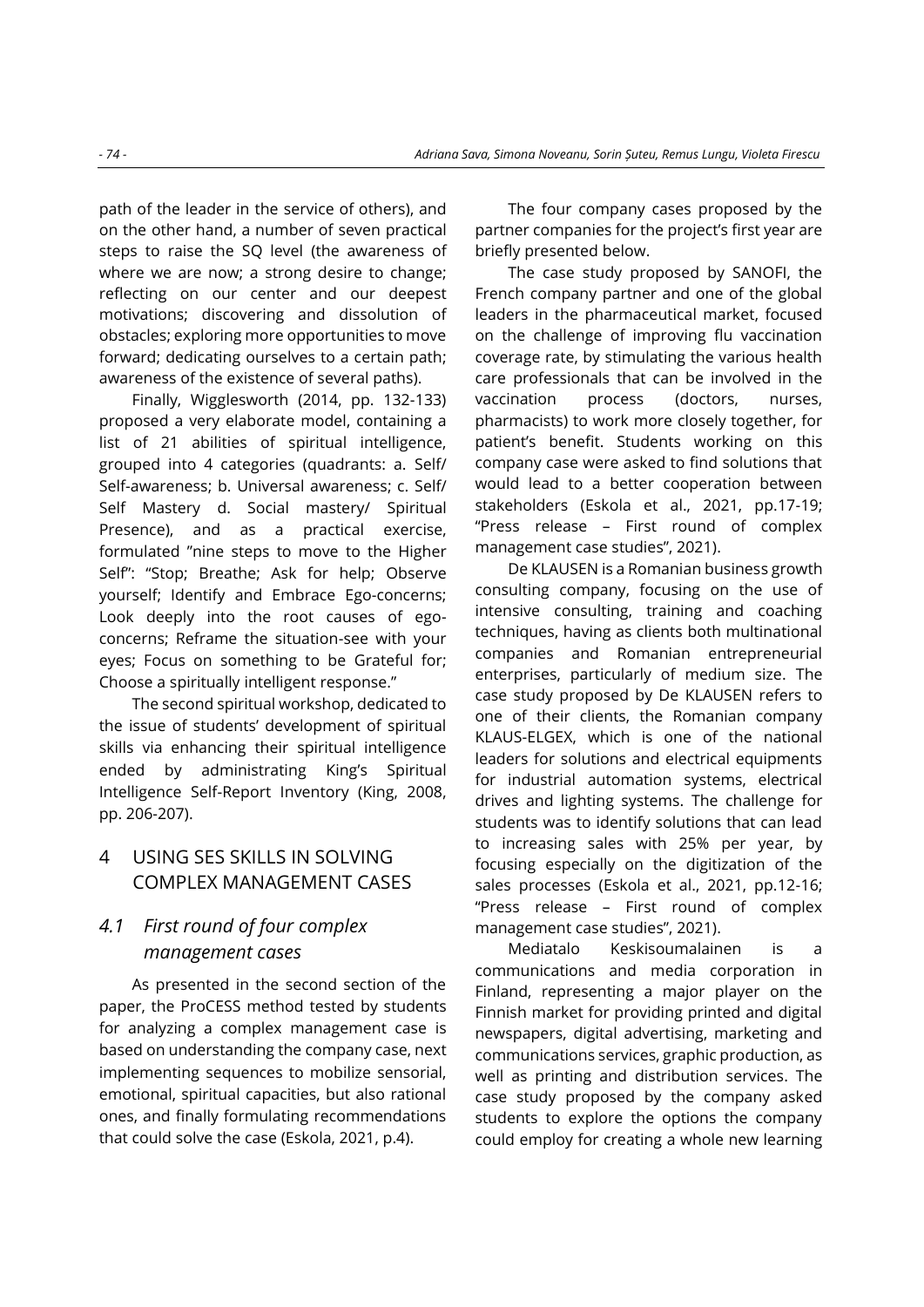path of the leader in the service of others), and on the other hand, a number of seven practical steps to raise the SQ level (the awareness of where we are now; a strong desire to change; reflecting on our center and our deepest motivations; discovering and dissolution of obstacles; exploring more opportunities to move forward; dedicating ourselves to a certain path; awareness of the existence of several paths).

Finally, Wigglesworth (2014, pp. 132-133) proposed a very elaborate model, containing a list of 21 abilities of spiritual intelligence, grouped into 4 categories (quadrants: a. Self/ Self-awareness; b. Universal awareness; c. Self/ Self Mastery d. Social mastery/ Spiritual Presence), and as a practical exercise, formulated "nine steps to move to the Higher Self": "Stop; Breathe; Ask for help; Observe yourself; Identify and Embrace Ego-concerns; Look deeply into the root causes of ego-concerns; Reframe the situation-see with your eyes; Focus on something to be Grateful for; Choose a spiritually intelligent response."

The second spiritual workshop, dedicated to the issue of students' development of spiritual skills via enhancing their spiritual intelligence ended by administrating King's Spiritual Intelligence Self-Report Inventory (King, 2008, pp. 206-207).

# 4 USING SES SKILLS IN SOLVING COMPLEX MANAGEMENT CASES

## *4.1 First round of four complex management cases*

As presented in the second section of the paper, the ProCESS method tested by students for analyzing a complex management case is based on understanding the company case, next implementing sequences to mobilize sensorial, emotional, spiritual capacities, but also rational ones, and finally formulating recommendations that could solve the case (Eskola, 2021, p.4).

The four company cases proposed by the partner companies for the project's first year are briefly presented below.

The case study proposed by SANOFI, the French company partner and one of the global leaders in the pharmaceutical market, focused on the challenge of improving flu vaccination coverage rate, by stimulating the various health care professionals that can be involved in the vaccination process (doctors, nurses, pharmacists) to work more closely together, for patient's benefit. Students working on this company case were asked to find solutions that would lead to a better cooperation between stakeholders (Eskola et al., 2021, pp.17-19; "Press release – First round of complex management case studies", 2021).

De KLAUSEN is a Romanian business growth consulting company, focusing on the use of intensive consulting, training and coaching techniques, having as clients both multinational companies and Romanian entrepreneurial enterprises, particularly of medium size. The case study proposed by De KLAUSEN refers to one of their clients, the Romanian company KLAUS-ELGEX, which is one of the national leaders for solutions and electrical equipments for industrial automation systems, electrical drives and lighting systems. The challenge for students was to identify solutions that can lead to increasing sales with 25% per year, by focusing especially on the digitization of the sales processes (Eskola et al., 2021, pp.12-16; "Press release – First round of complex management case studies", 2021).

Mediatalo Keskisoumalainen is a communications and media corporation in Finland, representing a major player on the Finnish market for providing printed and digital newspapers, digital advertising, marketing and communications services, graphic production, as well as printing and distribution services. The case study proposed by the company asked students to explore the options the company could employ for creating a whole new learning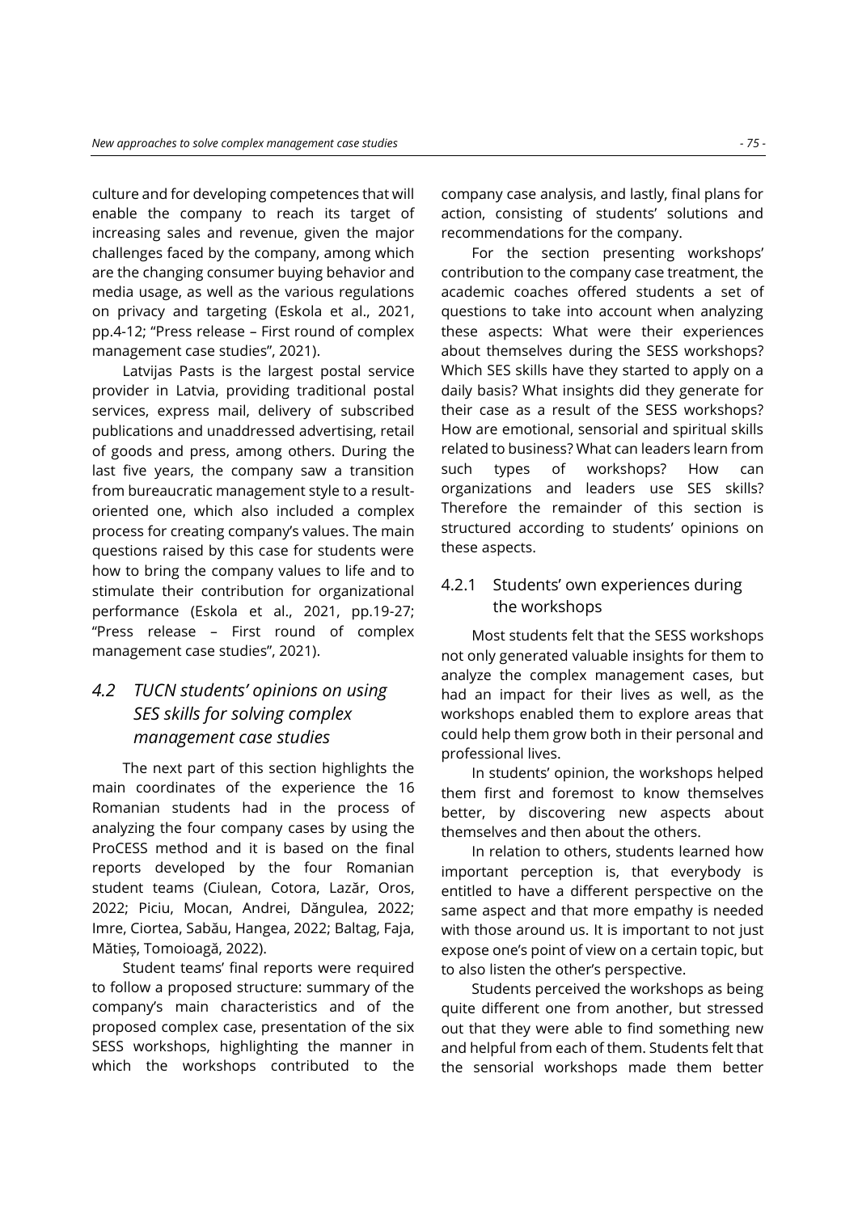culture and for developing competences that will enable the company to reach its target of increasing sales and revenue, given the major challenges faced by the company, among which are the changing consumer buying behavior and media usage, as well as the various regulations on privacy and targeting (Eskola et al., 2021, pp.4-12; "Press release – First round of complex management case studies", 2021).

Latvijas Pasts is the largest postal service provider in Latvia, providing traditional postal services, express mail, delivery of subscribed publications and unaddressed advertising, retail of goods and press, among others. During the last five years, the company saw a transition from bureaucratic management style to a result-oriented one, which also included a complex process for creating company's values. The main questions raised by this case for students were how to bring the company values to life and to stimulate their contribution for organizational performance (Eskola et al., 2021, pp.19-27; "Press release – First round of complex management case studies", 2021).

## *4.2 TUCN students' opinions on using SES skills for solving complex management case studies*

The next part of this section highlights the main coordinates of the experience the 16 Romanian students had in the process of analyzing the four company cases by using the ProCESS method and it is based on the final reports developed by the four Romanian student teams (Ciulean, Cotora, Lazăr, Oros, 2022; Piciu, Mocan, Andrei, Dăngulea, 2022; Imre, Ciortea, Sabău, Hangea, 2022; Baltag, Faja, Mătieș, Tomoioagă, 2022).

Student teams' final reports were required to follow a proposed structure: summary of the company's main characteristics and of the proposed complex case, presentation of the six SESS workshops, highlighting the manner in which the workshops contributed to the company case analysis, and lastly, final plans for action, consisting of students' solutions and recommendations for the company.

For the section presenting workshops' contribution to the company case treatment, the academic coaches offered students a set of questions to take into account when analyzing these aspects: What were their experiences about themselves during the SESS workshops? Which SES skills have they started to apply on a daily basis? What insights did they generate for their case as a result of the SESS workshops? How are emotional, sensorial and spiritual skills related to business? What can leaders learn from such types of workshops? How can organizations and leaders use SES skills? Therefore the remainder of this section is structured according to students' opinions on these aspects.

### 4.2.1 Students' own experiences during the workshops

Most students felt that the SESS workshops not only generated valuable insights for them to analyze the complex management cases, but had an impact for their lives as well, as the workshops enabled them to explore areas that could help them grow both in their personal and professional lives.

In students' opinion, the workshops helped them first and foremost to know themselves better, by discovering new aspects about themselves and then about the others.

In relation to others, students learned how important perception is, that everybody is entitled to have a different perspective on the same aspect and that more empathy is needed with those around us. It is important to not just expose one's point of view on a certain topic, but to also listen the other's perspective.

Students perceived the workshops as being quite different one from another, but stressed out that they were able to find something new and helpful from each of them. Students felt that the sensorial workshops made them better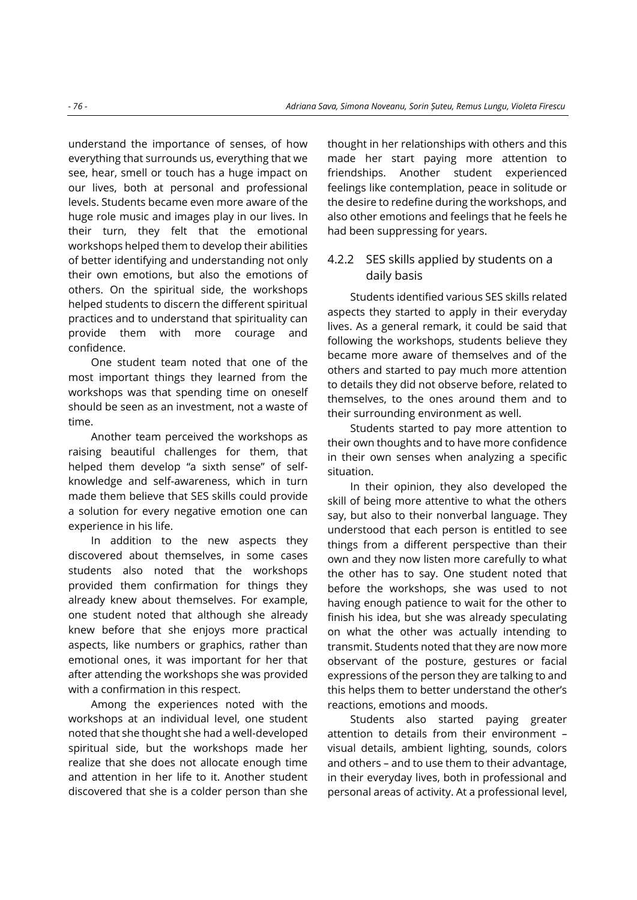understand the importance of senses, of how everything that surrounds us, everything that we see, hear, smell or touch has a huge impact on our lives, both at personal and professional levels. Students became even more aware of the huge role music and images play in our lives. In their turn, they felt that the emotional workshops helped them to develop their abilities of better identifying and understanding not only their own emotions, but also the emotions of others. On the spiritual side, the workshops helped students to discern the different spiritual practices and to understand that spirituality can provide them with more courage and confidence.

One student team noted that one of the most important things they learned from the workshops was that spending time on oneself should be seen as an investment, not a waste of time.

Another team perceived the workshops as raising beautiful challenges for them, that helped them develop "a sixth sense" of self-knowledge and self-awareness, which in turn made them believe that SES skills could provide a solution for every negative emotion one can experience in his life.

In addition to the new aspects they discovered about themselves, in some cases students also noted that the workshops provided them confirmation for things they already knew about themselves. For example, one student noted that although she already knew before that she enjoys more practical aspects, like numbers or graphics, rather than emotional ones, it was important for her that after attending the workshops she was provided with a confirmation in this respect.

Among the experiences noted with the workshops at an individual level, one student noted that she thought she had a well-developed spiritual side, but the workshops made her realize that she does not allocate enough time and attention in her life to it. Another student discovered that she is a colder person than she thought in her relationships with others and this made her start paying more attention to friendships. Another student experienced feelings like contemplation, peace in solitude or the desire to redefine during the workshops, and also other emotions and feelings that he feels he had been suppressing for years.

### 4.2.2 SES skills applied by students on a daily basis

Students identified various SES skills related aspects they started to apply in their everyday lives. As a general remark, it could be said that following the workshops, students believe they became more aware of themselves and of the others and started to pay much more attention to details they did not observe before, related to themselves, to the ones around them and to their surrounding environment as well.

Students started to pay more attention to their own thoughts and to have more confidence in their own senses when analyzing a specific situation.

In their opinion, they also developed the skill of being more attentive to what the others say, but also to their nonverbal language. They understood that each person is entitled to see things from a different perspective than their own and they now listen more carefully to what the other has to say. One student noted that before the workshops, she was used to not having enough patience to wait for the other to finish his idea, but she was already speculating on what the other was actually intending to transmit. Students noted that they are now more observant of the posture, gestures or facial expressions of the person they are talking to and this helps them to better understand the other's reactions, emotions and moods.

Students also started paying greater attention to details from their environment – visual details, ambient lighting, sounds, colors and others – and to use them to their advantage, in their everyday lives, both in professional and personal areas of activity. At a professional level,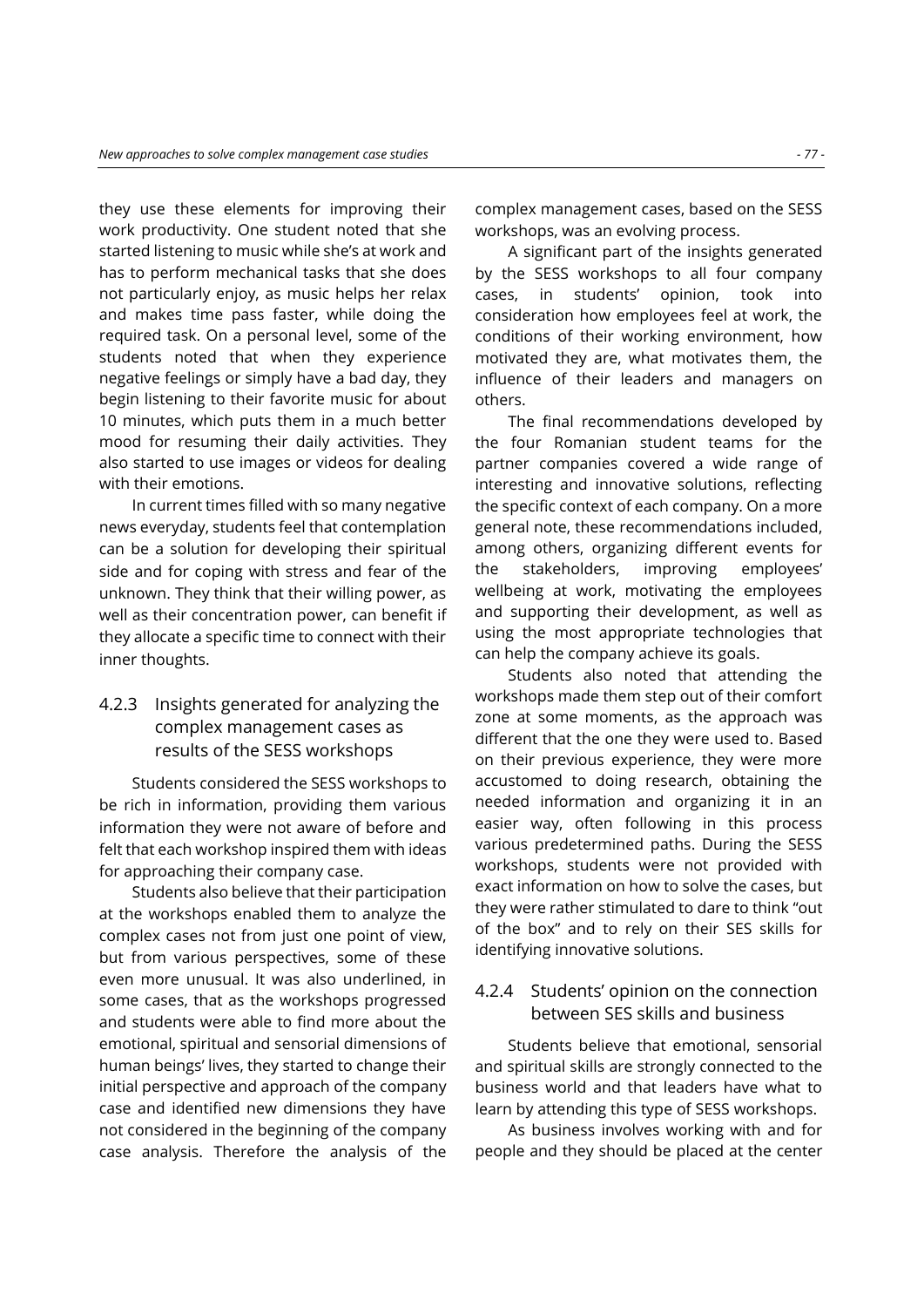they use these elements for improving their work productivity. One student noted that she started listening to music while she's at work and has to perform mechanical tasks that she does not particularly enjoy, as music helps her relax and makes time pass faster, while doing the required task. On a personal level, some of the students noted that when they experience negative feelings or simply have a bad day, they begin listening to their favorite music for about 10 minutes, which puts them in a much better mood for resuming their daily activities. They also started to use images or videos for dealing with their emotions.

In current times filled with so many negative news everyday, students feel that contemplation can be a solution for developing their spiritual side and for coping with stress and fear of the unknown. They think that their willing power, as well as their concentration power, can benefit if they allocate a specific time to connect with their inner thoughts.

### 4.2.3 Insights generated for analyzing the complex management cases as results of the SESS workshops

Students considered the SESS workshops to be rich in information, providing them various information they were not aware of before and felt that each workshop inspired them with ideas for approaching their company case.

Students also believe that their participation at the workshops enabled them to analyze the complex cases not from just one point of view, but from various perspectives, some of these even more unusual. It was also underlined, in some cases, that as the workshops progressed and students were able to find more about the emotional, spiritual and sensorial dimensions of human beings' lives, they started to change their initial perspective and approach of the company case and identified new dimensions they have not considered in the beginning of the company case analysis. Therefore the analysis of the complex management cases, based on the SESS workshops, was an evolving process.

A significant part of the insights generated by the SESS workshops to all four company cases, in students' opinion, took into consideration how employees feel at work, the conditions of their working environment, how motivated they are, what motivates them, the influence of their leaders and managers on others.

The final recommendations developed by the four Romanian student teams for the partner companies covered a wide range of interesting and innovative solutions, reflecting the specific context of each company. On a more general note, these recommendations included, among others, organizing different events for the stakeholders, improving employees' wellbeing at work, motivating the employees and supporting their development, as well as using the most appropriate technologies that can help the company achieve its goals.

Students also noted that attending the workshops made them step out of their comfort zone at some moments, as the approach was different that the one they were used to. Based on their previous experience, they were more accustomed to doing research, obtaining the needed information and organizing it in an easier way, often following in this process various predetermined paths. During the SESS workshops, students were not provided with exact information on how to solve the cases, but they were rather stimulated to dare to think "out of the box" and to rely on their SES skills for identifying innovative solutions.

### 4.2.4 Students' opinion on the connection between SES skills and business

Students believe that emotional, sensorial and spiritual skills are strongly connected to the business world and that leaders have what to learn by attending this type of SESS workshops.

As business involves working with and for people and they should be placed at the center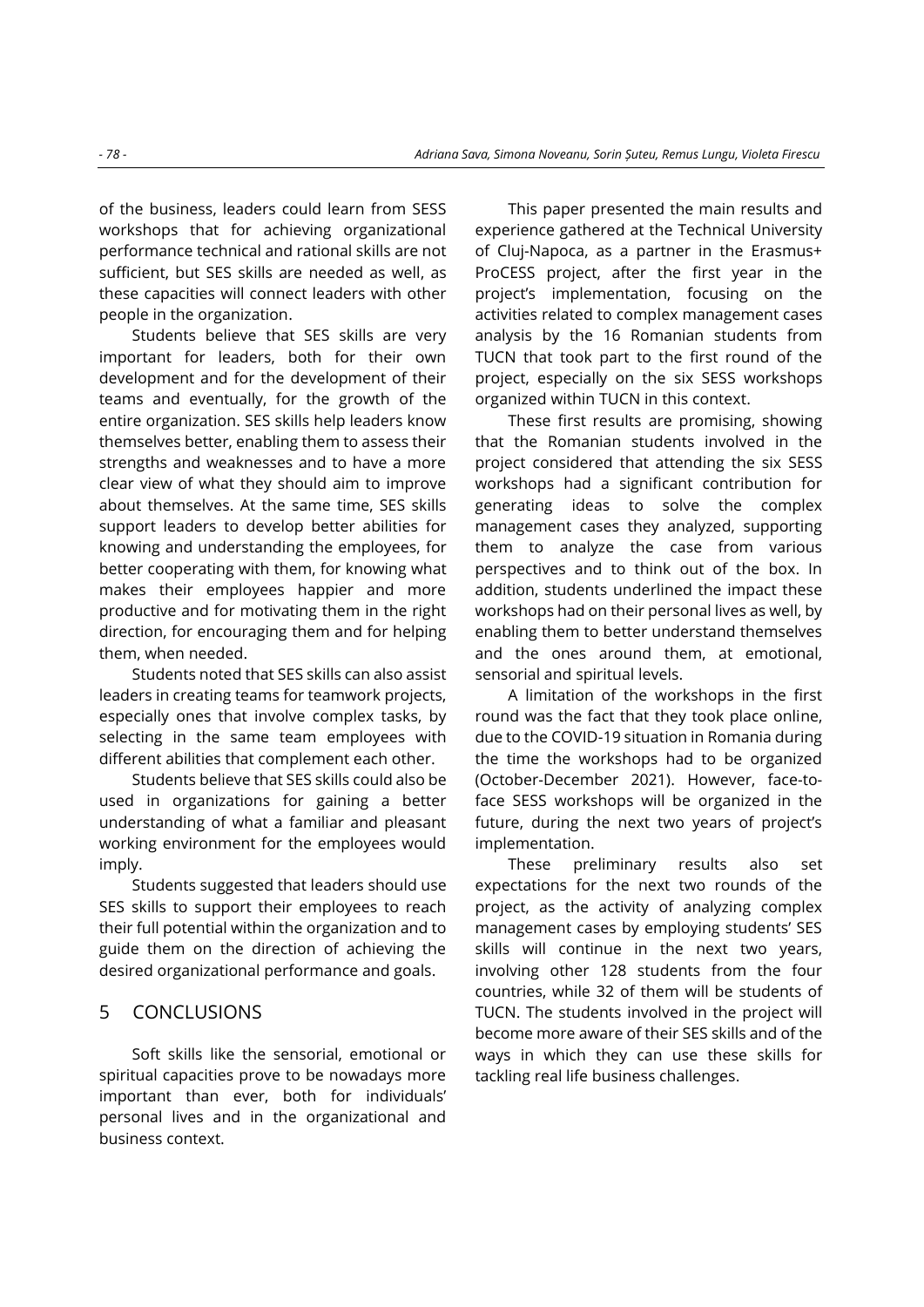of the business, leaders could learn from SESS workshops that for achieving organizational performance technical and rational skills are not sufficient, but SES skills are needed as well, as these capacities will connect leaders with other people in the organization.

Students believe that SES skills are very important for leaders, both for their own development and for the development of their teams and eventually, for the growth of the entire organization. SES skills help leaders know themselves better, enabling them to assess their strengths and weaknesses and to have a more clear view of what they should aim to improve about themselves. At the same time, SES skills support leaders to develop better abilities for knowing and understanding the employees, for better cooperating with them, for knowing what makes their employees happier and more productive and for motivating them in the right direction, for encouraging them and for helping them, when needed.

Students noted that SES skills can also assist leaders in creating teams for teamwork projects, especially ones that involve complex tasks, by selecting in the same team employees with different abilities that complement each other.

Students believe that SES skills could also be used in organizations for gaining a better understanding of what a familiar and pleasant working environment for the employees would imply.

Students suggested that leaders should use SES skills to support their employees to reach their full potential within the organization and to guide them on the direction of achieving the desired organizational performance and goals.

## 5 CONCLUSIONS

Soft skills like the sensorial, emotional or spiritual capacities prove to be nowadays more important than ever, both for individuals' personal lives and in the organizational and business context.

This paper presented the main results and experience gathered at the Technical University of Cluj-Napoca, as a partner in the Erasmus+ ProCESS project, after the first year in the project's implementation, focusing on the activities related to complex management cases analysis by the 16 Romanian students from TUCN that took part to the first round of the project, especially on the six SESS workshops organized within TUCN in this context.

These first results are promising, showing that the Romanian students involved in the project considered that attending the six SESS workshops had a significant contribution for generating ideas to solve the complex management cases they analyzed, supporting them to analyze the case from various perspectives and to think out of the box. In addition, students underlined the impact these workshops had on their personal lives as well, by enabling them to better understand themselves and the ones around them, at emotional, sensorial and spiritual levels.

A limitation of the workshops in the first round was the fact that they took place online, due to the COVID-19 situation in Romania during the time the workshops had to be organized (October-December 2021). However, face-to-face SESS workshops will be organized in the future, during the next two years of project's implementation.

These preliminary results also set expectations for the next two rounds of the project, as the activity of analyzing complex management cases by employing students' SES skills will continue in the next two years, involving other 128 students from the four countries, while 32 of them will be students of TUCN. The students involved in the project will become more aware of their SES skills and of the ways in which they can use these skills for tackling real life business challenges.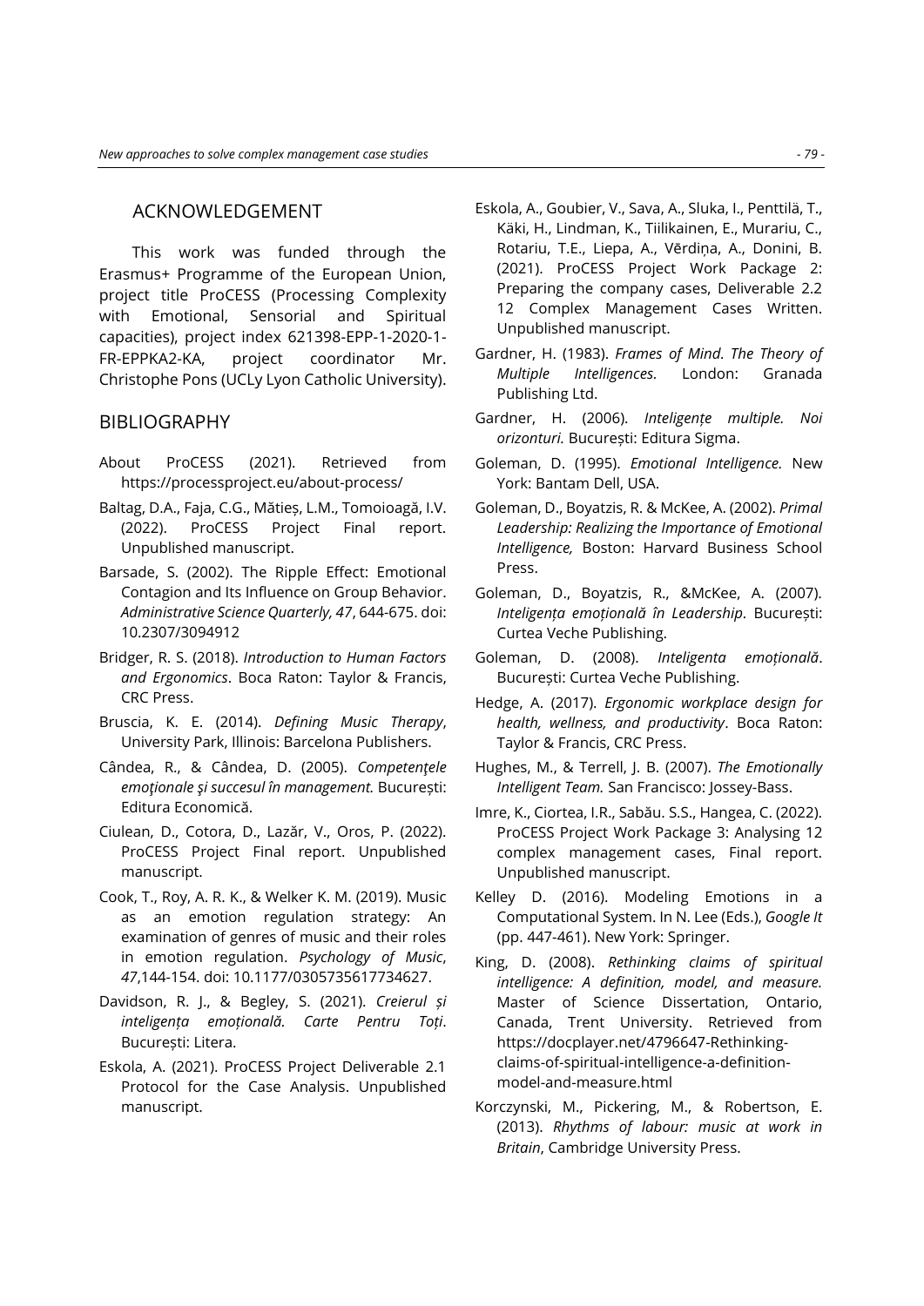## ACKNOWLEDGEMENT

This work was funded through the Erasmus+ Programme of the European Union, project title ProCESS (Processing Complexity with Emotional, Sensorial and Spiritual capacities), project index 621398-EPP-1-2020-1-FR-EPPKA2-KA, project coordinator Mr. Christophe Pons (UCLy Lyon Catholic University).

## BIBLIOGRAPHY

About ProCESS (2021). Retrieved from https://processproject.eu/about-process/

Baltag, D.A., Faja, C.G., Mătieș, L.M., Tomoioagă, I.V. (2022). ProCESS Project Final report. Unpublished manuscript.

Barsade, S. (2002). The Ripple Effect: Emotional Contagion and Its Influence on Group Behavior. *Administrative Science Quarterly, 47*, 644-675. doi: 10.2307/3094912

Bridger, R. S. (2018). *Introduction to Human Factors and Ergonomics*. Boca Raton: Taylor & Francis, CRC Press.

Bruscia, K. E. (2014). *Defining Music Therapy*, University Park, Illinois: Barcelona Publishers.

Cândea, R., & Cândea, D. (2005). *Competenţele emoţionale şi succesul în management.* București: Editura Economică.

Ciulean, D., Cotora, D., Lazăr, V., Oros, P. (2022). ProCESS Project Final report. Unpublished manuscript.

Cook, T., Roy, A. R. K., & Welker K. M. (2019). Music as an emotion regulation strategy: An examination of genres of music and their roles in emotion regulation. *Psychology of Music*, *47*,144-154. doi: 10.1177/0305735617734627.

Davidson, R. J., & Begley, S. (2021). *Creierul și inteligența emoțională. Carte Pentru Toți*. București: Litera.

Eskola, A. (2021). ProCESS Project Deliverable 2.1 Protocol for the Case Analysis. Unpublished manuscript.

Eskola, A., Goubier, V., Sava, A., Sluka, I., Penttilä, T., Käki, H., Lindman, K., Tiilikainen, E., Murariu, C., Rotariu, T.E., Liepa, A., Vērdiņa, A., Donini, B. (2021). ProCESS Project Work Package 2: Preparing the company cases, Deliverable 2.2 12 Complex Management Cases Written. Unpublished manuscript.

Gardner, H. (1983). *Frames of Mind. The Theory of Multiple Intelligences.* London: Granada Publishing Ltd.

Gardner, H. (2006). *Inteligențe multiple. Noi orizonturi.* București: Editura Sigma.

Goleman, D. (1995). *Emotional Intelligence.* New York: Bantam Dell, USA.

Goleman, D., Boyatzis, R. & McKee, A. (2002). *Primal Leadership: Realizing the Importance of Emotional Intelligence,* Boston: Harvard Business School Press.

Goleman, D., Boyatzis, R., &McKee, A. (2007). *Inteligența emoțională în Leadership*. București: Curtea Veche Publishing.

Goleman, D. (2008). *Inteligenta emoțională*. București: Curtea Veche Publishing.

Hedge, A. (2017). *Ergonomic workplace design for health, wellness, and productivity*. Boca Raton: Taylor & Francis, CRC Press.

Hughes, M., & Terrell, J. B. (2007). *The Emotionally Intelligent Team.* San Francisco: Jossey-Bass.

Imre, K., Ciortea, I.R., Sabău. S.S., Hangea, C. (2022). ProCESS Project Work Package 3: Analysing 12 complex management cases, Final report. Unpublished manuscript.

Kelley D. (2016). Modeling Emotions in a Computational System. In N. Lee (Eds.), *Google It* (pp. 447-461). New York: Springer.

King, D. (2008). *Rethinking claims of spiritual intelligence: A definition, model, and measure.* Master of Science Dissertation, Ontario, Canada, Trent University. Retrieved from https://docplayer.net/4796647-Rethinking-claims-of-spiritual-intelligence-a-definition-model-and-measure.html

Korczynski, M., Pickering, M., & Robertson, E. (2013). *Rhythms of labour: music at work in Britain*, Cambridge University Press.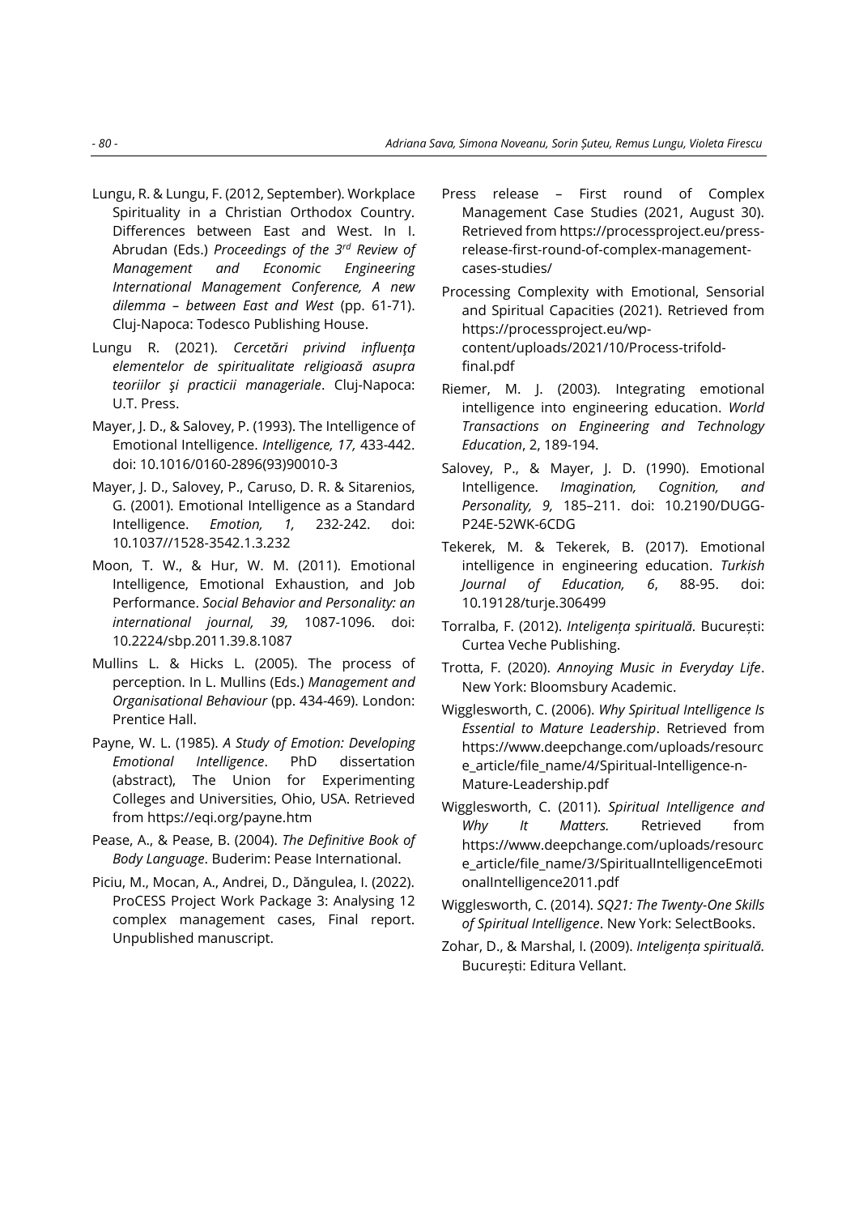Lungu, R. & Lungu, F. (2012, September). Workplace Spirituality in a Christian Orthodox Country. Differences between East and West. In I. Abrudan (Eds.) *Proceedings of the 3rd Review of Management and Economic Engineering International Management Conference, A new dilemma – between East and West* (pp. 61-71). Cluj-Napoca: Todesco Publishing House.

Lungu R. (2021). *Cercetări privind influenţa elementelor de spiritualitate religioasă asupra teoriilor şi practicii manageriale*. Cluj-Napoca: U.T. Press.

Mayer, J. D., & Salovey, P. (1993). The Intelligence of Emotional Intelligence. *Intelligence, 17,* 433-442. doi: 10.1016/0160-2896(93)90010-3

Mayer, J. D., Salovey, P., Caruso, D. R. & Sitarenios, G. (2001). Emotional Intelligence as a Standard Intelligence. *Emotion, 1,* 232-242. doi: 10.1037//1528-3542.1.3.232

Moon, T. W., & Hur, W. M. (2011). Emotional Intelligence, Emotional Exhaustion, and Job Performance. *Social Behavior and Personality: an international journal, 39,* 1087-1096. doi: 10.2224/sbp.2011.39.8.1087

Mullins L. & Hicks L. (2005). The process of perception. In L. Mullins (Eds.) *Management and Organisational Behaviour* (pp. 434-469). London: Prentice Hall.

Payne, W. L. (1985). *A Study of Emotion: Developing Emotional Intelligence*. PhD dissertation (abstract), The Union for Experimenting Colleges and Universities, Ohio, USA. Retrieved from https://eqi.org/payne.htm

Pease, A., & Pease, B. (2004). *The Definitive Book of Body Language*. Buderim: Pease International.

Piciu, M., Mocan, A., Andrei, D., Dăngulea, I. (2022). ProCESS Project Work Package 3: Analysing 12 complex management cases, Final report. Unpublished manuscript.

Press release – First round of Complex Management Case Studies (2021, August 30). Retrieved from https://processproject.eu/press-release-first-round-of-complex-management-cases-studies/

Processing Complexity with Emotional, Sensorial and Spiritual Capacities (2021). Retrieved from https://processproject.eu/wp-content/uploads/2021/10/Process-trifold-final.pdf

Riemer, M. J. (2003). Integrating emotional intelligence into engineering education. *World Transactions on Engineering and Technology Education*, 2, 189-194.

Salovey, P., & Mayer, J. D. (1990). Emotional Intelligence. *Imagination, Cognition, and Personality, 9,* 185–211. doi: 10.2190/DUGG-P24E-52WK-6CDG

Tekerek, M. & Tekerek, B. (2017). Emotional intelligence in engineering education. *Turkish Journal of Education, 6*, 88-95. doi: 10.19128/turje.306499

Torralba, F. (2012). *Inteligența spirituală*. București: Curtea Veche Publishing.

Trotta, F. (2020). *Annoying Music in Everyday Life*. New York: Bloomsbury Academic.

Wigglesworth, C. (2006). *Why Spiritual Intelligence Is Essential to Mature Leadership*. Retrieved from https://www.deepchange.com/uploads/resource_article/file_name/4/Spiritual-Intelligence-n-Mature-Leadership.pdf

Wigglesworth, C. (2011). *Spiritual Intelligence and Why It Matters.* Retrieved from https://www.deepchange.com/uploads/resource_article/file_name/3/SpiritualIntelligenceEmotionalIntelligence2011.pdf

Wigglesworth, C. (2014). *SQ21: The Twenty-One Skills of Spiritual Intelligence*. New York: SelectBooks.

Zohar, D., & Marshal, I. (2009). *Inteligența spirituală.* București: Editura Vellant.